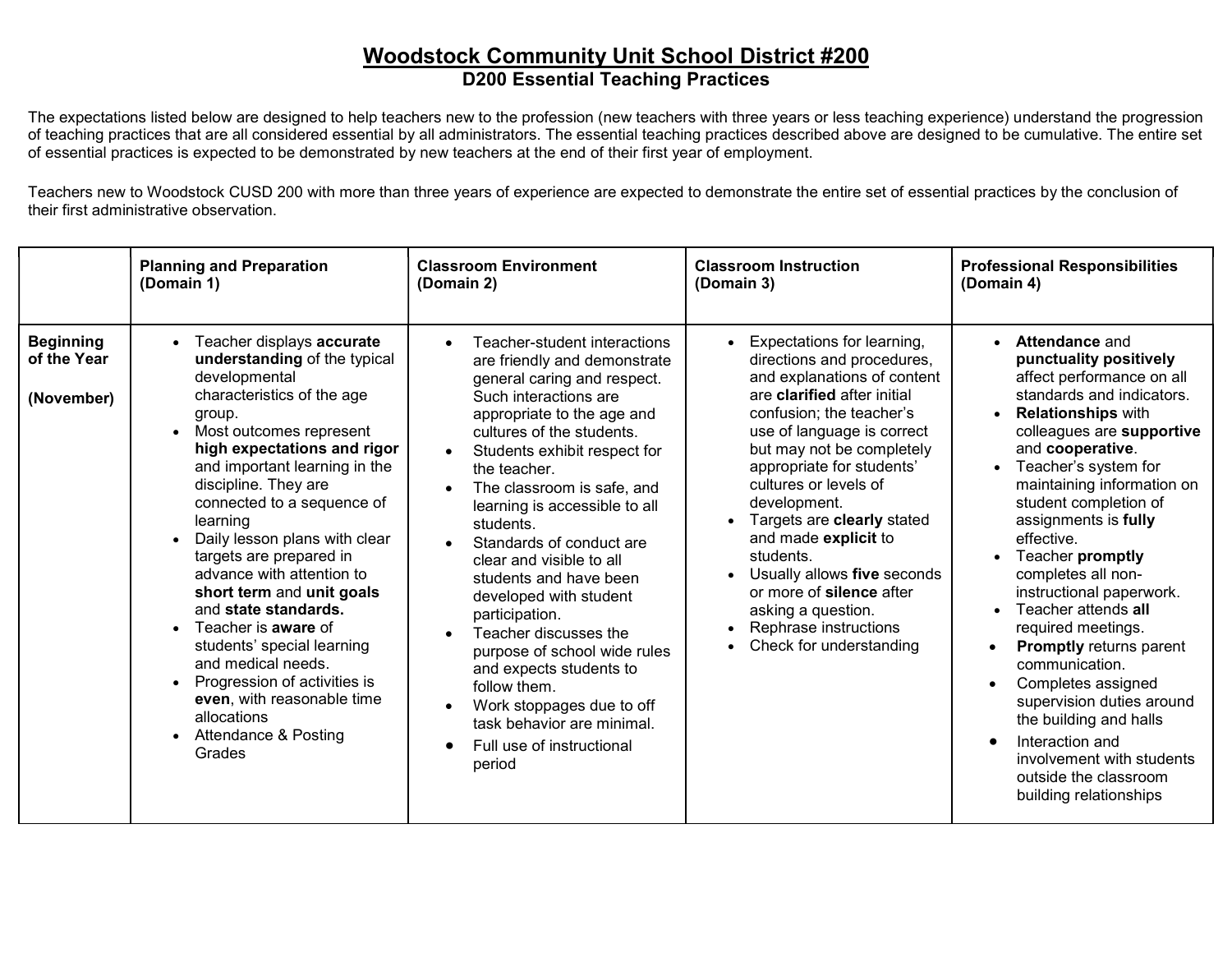# Woodstock Community Unit School District #200

## D200 Essential Teaching Practices

The expectations listed below are designed to help teachers new to the profession (new teachers with three years or less teaching experience) understand the progression of teaching practices that are all considered essential by all administrators. The essential teaching practices described above are designed to be cumulative. The entire set of essential practices is expected to be demonstrated by new teachers at the end of their first year of employment.

Teachers new to Woodstock CUSD 200 with more than three years of experience are expected to demonstrate the entire set of essential practices by the conclusion of their first administrative observation.

| | **Planning and Preparation (Domain 1)** | **Classroom Environment (Domain 2)** | **Classroom Instruction (Domain 3)** | **Professional Responsibilities (Domain 4)** |
|---|---|---|---|---|
| **Beginning of the Year**<br><br>**(November)** | • Teacher displays **accurate understanding** of the typical developmental characteristics of the age group.<br>• Most outcomes represent **high expectations and rigor** and important learning in the discipline. They are connected to a sequence of learning<br>• Daily lesson plans with clear targets are prepared in advance with attention to **short term** and **unit goals** and **state standards.**<br>• Teacher is **aware** of students' special learning and medical needs.<br>• Progression of activities is **even**, with reasonable time allocations<br>• Attendance & Posting Grades | • Teacher-student interactions are friendly and demonstrate general caring and respect. Such interactions are appropriate to the age and cultures of the students.<br>• Students exhibit respect for the teacher.<br>• The classroom is safe, and learning is accessible to all students.<br>• Standards of conduct are clear and visible to all students and have been developed with student participation.<br>• Teacher discusses the purpose of school wide rules and expects students to follow them.<br>• Work stoppages due to off task behavior are minimal.<br>• Full use of instructional period | • Expectations for learning, directions and procedures, and explanations of content are **clarified** after initial confusion; the teacher's use of language is correct but may not be completely appropriate for students' cultures or levels of development.<br>• Targets are **clearly** stated and made **explicit** to students.<br>• Usually allows **five** seconds or more of **silence** after asking a question.<br>• Rephrase instructions<br>• Check for understanding | • **Attendance** and **punctuality positively** affect performance on all standards and indicators.<br>• **Relationships** with colleagues are **supportive** and **cooperative**.<br>• Teacher's system for maintaining information on student completion of assignments is **fully** effective.<br>• Teacher **promptly** completes all non-instructional paperwork.<br>• Teacher attends **all** required meetings.<br>• **Promptly** returns parent communication.<br>• Completes assigned supervision duties around the building and halls<br>• Interaction and involvement with students outside the classroom building relationships |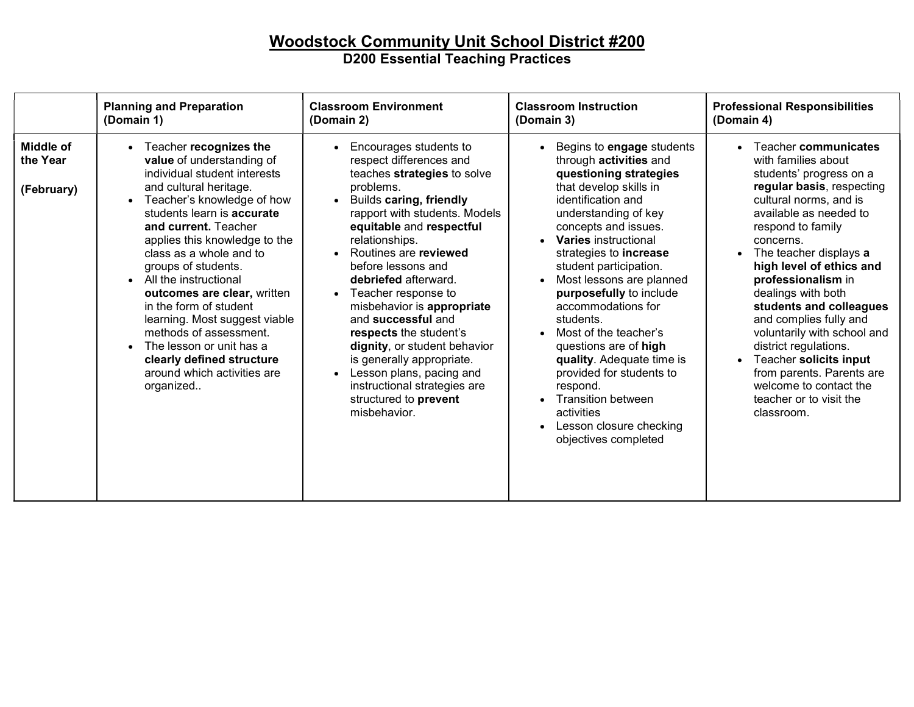# Woodstock Community Unit School District #200

## D200 Essential Teaching Practices

| | Planning and Preparation (Domain 1) | Classroom Environment (Domain 2) | Classroom Instruction (Domain 3) | Professional Responsibilities (Domain 4) |
|---|---|---|---|---|
| **Middle of the Year**<br><br>**(February)** | • Teacher **recognizes the value** of understanding of individual student interests and cultural heritage.<br>• Teacher's knowledge of how students learn is **accurate and current.** Teacher applies this knowledge to the class as a whole and to groups of students.<br>• All the instructional **outcomes are clear,** written in the form of student learning. Most suggest viable methods of assessment.<br>• The lesson or unit has a **clearly defined structure** around which activities are organized.. | • Encourages students to respect differences and teaches **strategies** to solve problems.<br>• Builds **caring, friendly** rapport with students. Models **equitable** and **respectful** relationships.<br>• Routines are **reviewed** before lessons and **debriefed** afterward.<br>• Teacher response to misbehavior is **appropriate** and **successful** and **respects** the student's **dignity**, or student behavior is generally appropriate.<br>• Lesson plans, pacing and instructional strategies are structured to **prevent** misbehavior. | • Begins to **engage** students through **activities** and **questioning strategies** that develop skills in identification and understanding of key concepts and issues.<br>• **Varies** instructional strategies to **increase** student participation.<br>• Most lessons are planned **purposefully** to include accommodations for students.<br>• Most of the teacher's questions are of **high quality**. Adequate time is provided for students to respond.<br>• Transition between activities<br>• Lesson closure checking objectives completed | • Teacher **communicates** with families about students' progress on a **regular basis**, respecting cultural norms, and is available as needed to respond to family concerns.<br>• The teacher displays **a high level of ethics and professionalism** in dealings with both **students and colleagues** and complies fully and voluntarily with school and district regulations.<br>• Teacher **solicits input** from parents. Parents are welcome to contact the teacher or to visit the classroom. |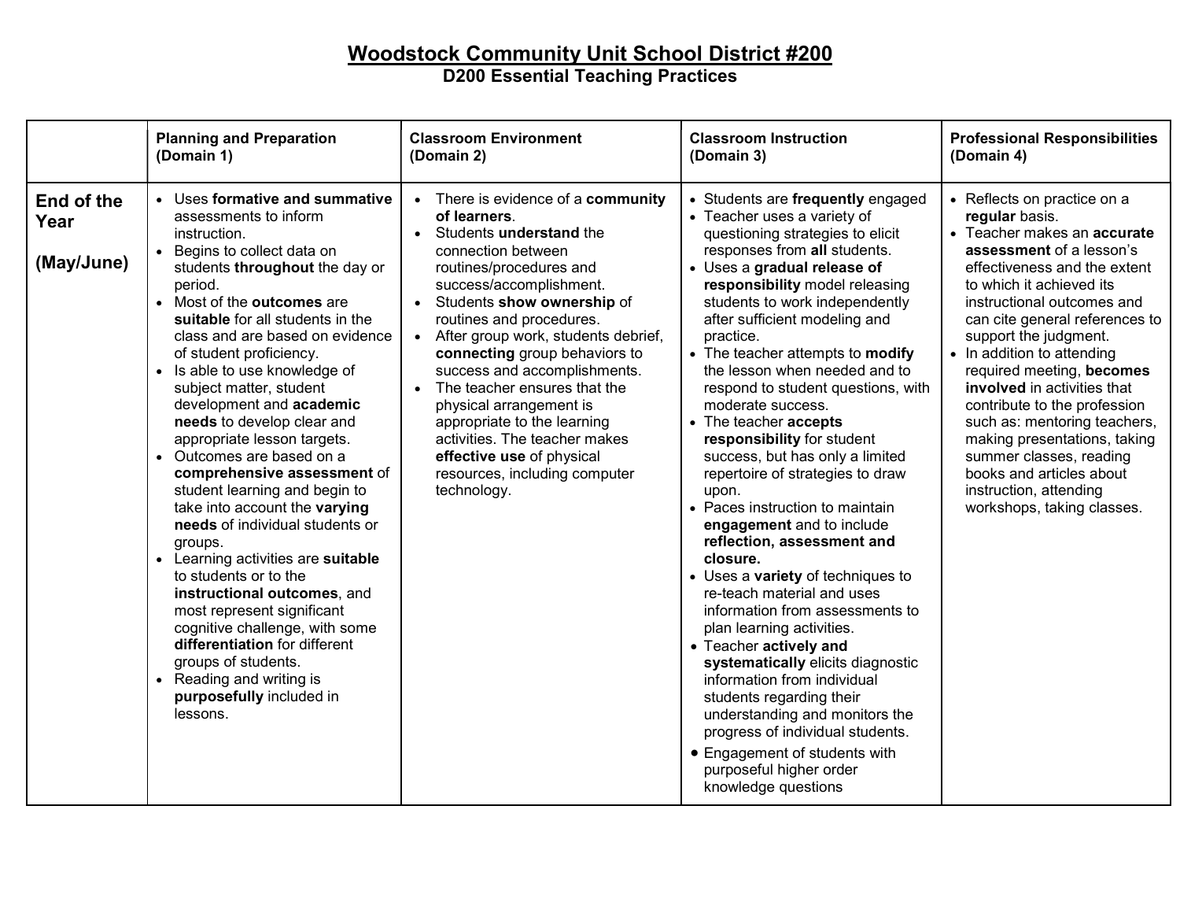# Woodstock Community Unit School District #200

## D200 Essential Teaching Practices

| | Planning and Preparation (Domain 1) | Classroom Environment (Domain 2) | Classroom Instruction (Domain 3) | Professional Responsibilities (Domain 4) |
|---|---|---|---|---|
| **End of the Year**<br><br>**(May/June)** | • Uses **formative and summative** assessments to inform instruction.<br>• Begins to collect data on students **throughout** the day or period.<br>• Most of the **outcomes** are **suitable** for all students in the class and are based on evidence of student proficiency.<br>• Is able to use knowledge of subject matter, student development and **academic needs** to develop clear and appropriate lesson targets.<br>• Outcomes are based on a **comprehensive assessment** of student learning and begin to take into account the **varying needs** of individual students or groups.<br>• Learning activities are **suitable** to students or to the **instructional outcomes**, and most represent significant cognitive challenge, with some **differentiation** for different groups of students.<br>• Reading and writing is **purposefully** included in lessons. | • There is evidence of a **community of learners**.<br>• Students **understand** the connection between routines/procedures and success/accomplishment.<br>• Students **show ownership** of routines and procedures.<br>• After group work, students debrief, **connecting** group behaviors to success and accomplishments.<br>• The teacher ensures that the physical arrangement is appropriate to the learning activities. The teacher makes **effective use** of physical resources, including computer technology. | • Students are **frequently** engaged<br>• Teacher uses a variety of questioning strategies to elicit responses from **all** students.<br>• Uses a **gradual release of responsibility** model releasing students to work independently after sufficient modeling and practice.<br>• The teacher attempts to **modify** the lesson when needed and to respond to student questions, with moderate success.<br>• The teacher **accepts responsibility** for student success, but has only a limited repertoire of strategies to draw upon.<br>• Paces instruction to maintain **engagement** and to include **reflection, assessment and closure.**<br>• Uses a **variety** of techniques to re-teach material and uses information from assessments to plan learning activities.<br>• Teacher **actively and systematically** elicits diagnostic information from individual students regarding their understanding and monitors the progress of individual students.<br>• Engagement of students with purposeful higher order knowledge questions | • Reflects on practice on a **regular** basis.<br>• Teacher makes an **accurate assessment** of a lesson's effectiveness and the extent to which it achieved its instructional outcomes and can cite general references to support the judgment.<br>• In addition to attending required meeting, **becomes involved** in activities that contribute to the profession such as: mentoring teachers, making presentations, taking summer classes, reading books and articles about instruction, attending workshops, taking classes. |